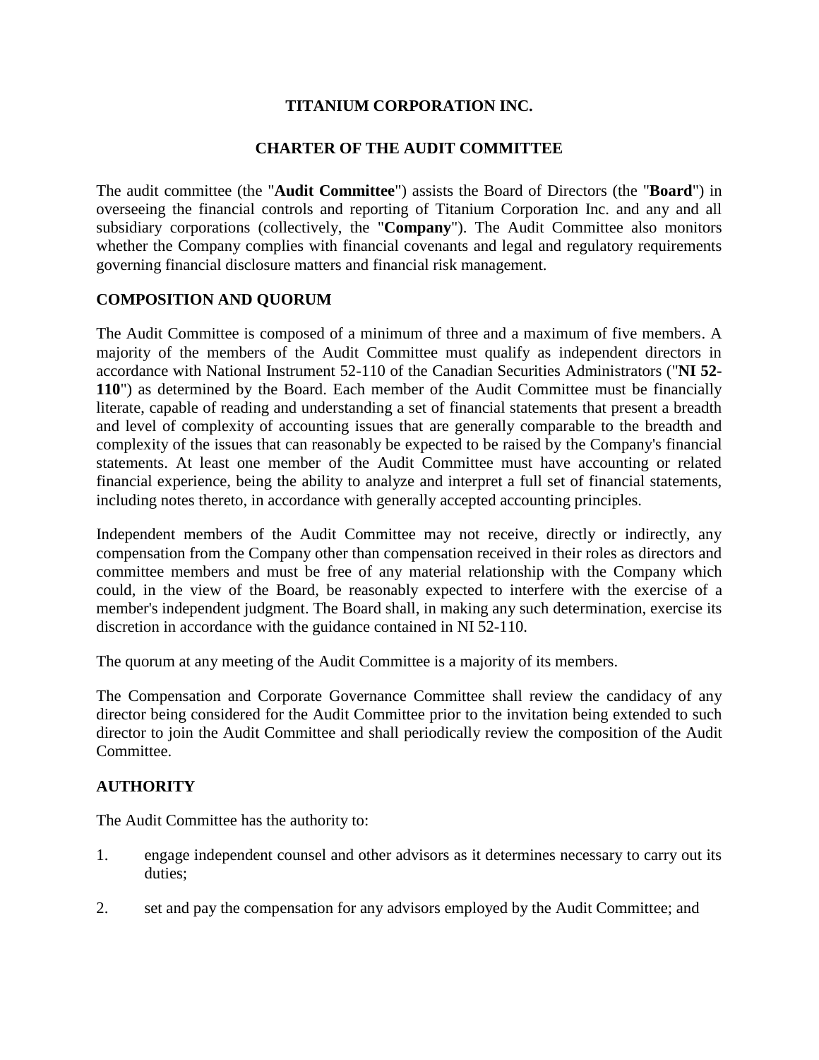# TITANIUM CORPORATION INC.

## CHARTER OF THE AUDIT COMMITTEE

The audit committee (the "**Audit Committee**") assists the Board of Directors (the "**Board**") in overseeing the financial controls and reporting of Titanium Corporation Inc. and any and all subsidiary corporations (collectively, the "**Company**"). The Audit Committee also monitors whether the Company complies with financial covenants and legal and regulatory requirements governing financial disclosure matters and financial risk management.

### COMPOSITION AND QUORUM

The Audit Committee is composed of a minimum of three and a maximum of five members. A majority of the members of the Audit Committee must qualify as independent directors in accordance with National Instrument 52-110 of the Canadian Securities Administrators ("**NI 52-110**") as determined by the Board. Each member of the Audit Committee must be financially literate, capable of reading and understanding a set of financial statements that present a breadth and level of complexity of accounting issues that are generally comparable to the breadth and complexity of the issues that can reasonably be expected to be raised by the Company's financial statements. At least one member of the Audit Committee must have accounting or related financial experience, being the ability to analyze and interpret a full set of financial statements, including notes thereto, in accordance with generally accepted accounting principles.

Independent members of the Audit Committee may not receive, directly or indirectly, any compensation from the Company other than compensation received in their roles as directors and committee members and must be free of any material relationship with the Company which could, in the view of the Board, be reasonably expected to interfere with the exercise of a member's independent judgment. The Board shall, in making any such determination, exercise its discretion in accordance with the guidance contained in NI 52-110.

The quorum at any meeting of the Audit Committee is a majority of its members.

The Compensation and Corporate Governance Committee shall review the candidacy of any director being considered for the Audit Committee prior to the invitation being extended to such director to join the Audit Committee and shall periodically review the composition of the Audit Committee.

### AUTHORITY

The Audit Committee has the authority to:

1. engage independent counsel and other advisors as it determines necessary to carry out its duties;
2. set and pay the compensation for any advisors employed by the Audit Committee; and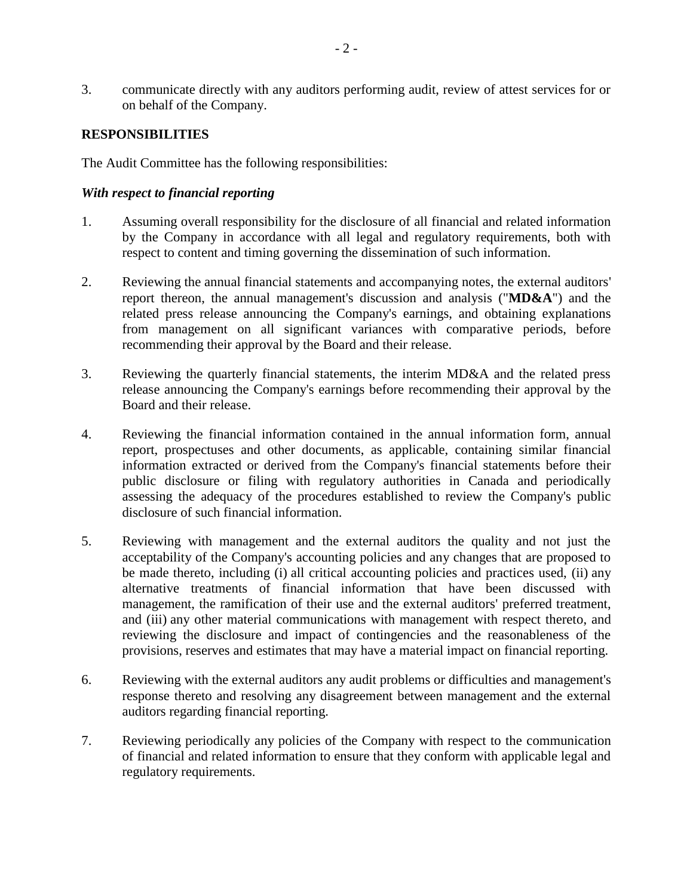3. communicate directly with any auditors performing audit, review of attest services for or on behalf of the Company.

## RESPONSIBILITIES

The Audit Committee has the following responsibilities:

### *With respect to financial reporting*

1. Assuming overall responsibility for the disclosure of all financial and related information by the Company in accordance with all legal and regulatory requirements, both with respect to content and timing governing the dissemination of such information.

2. Reviewing the annual financial statements and accompanying notes, the external auditors' report thereon, the annual management's discussion and analysis ("**MD&A**") and the related press release announcing the Company's earnings, and obtaining explanations from management on all significant variances with comparative periods, before recommending their approval by the Board and their release.

3. Reviewing the quarterly financial statements, the interim MD&A and the related press release announcing the Company's earnings before recommending their approval by the Board and their release.

4. Reviewing the financial information contained in the annual information form, annual report, prospectuses and other documents, as applicable, containing similar financial information extracted or derived from the Company's financial statements before their public disclosure or filing with regulatory authorities in Canada and periodically assessing the adequacy of the procedures established to review the Company's public disclosure of such financial information.

5. Reviewing with management and the external auditors the quality and not just the acceptability of the Company's accounting policies and any changes that are proposed to be made thereto, including (i) all critical accounting policies and practices used, (ii) any alternative treatments of financial information that have been discussed with management, the ramification of their use and the external auditors' preferred treatment, and (iii) any other material communications with management with respect thereto, and reviewing the disclosure and impact of contingencies and the reasonableness of the provisions, reserves and estimates that may have a material impact on financial reporting.

6. Reviewing with the external auditors any audit problems or difficulties and management's response thereto and resolving any disagreement between management and the external auditors regarding financial reporting.

7. Reviewing periodically any policies of the Company with respect to the communication of financial and related information to ensure that they conform with applicable legal and regulatory requirements.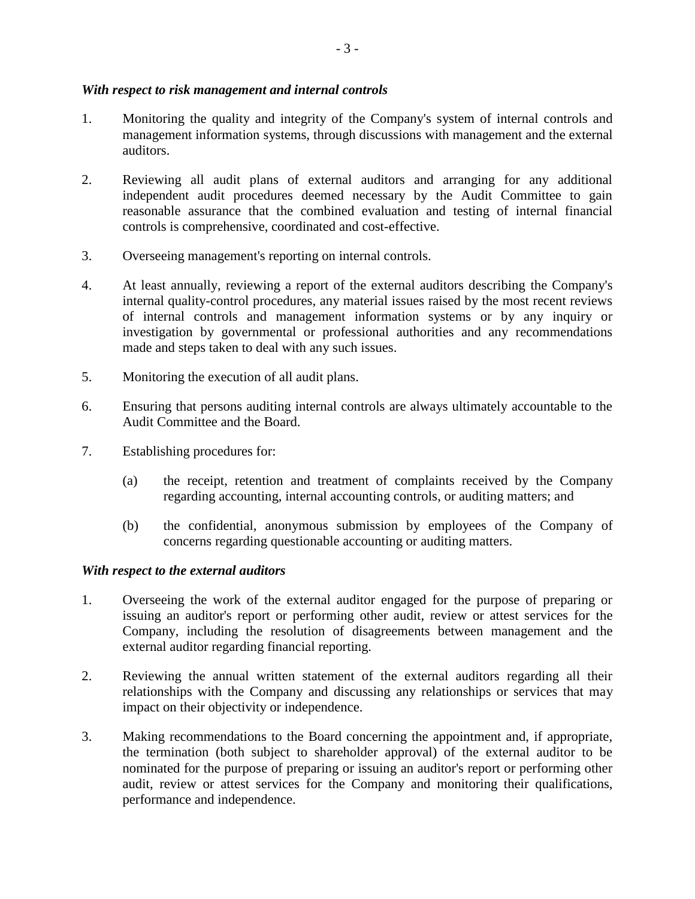*With respect to risk management and internal controls*

1. Monitoring the quality and integrity of the Company's system of internal controls and management information systems, through discussions with management and the external auditors.

2. Reviewing all audit plans of external auditors and arranging for any additional independent audit procedures deemed necessary by the Audit Committee to gain reasonable assurance that the combined evaluation and testing of internal financial controls is comprehensive, coordinated and cost-effective.

3. Overseeing management's reporting on internal controls.

4. At least annually, reviewing a report of the external auditors describing the Company's internal quality-control procedures, any material issues raised by the most recent reviews of internal controls and management information systems or by any inquiry or investigation by governmental or professional authorities and any recommendations made and steps taken to deal with any such issues.

5. Monitoring the execution of all audit plans.

6. Ensuring that persons auditing internal controls are always ultimately accountable to the Audit Committee and the Board.

7. Establishing procedures for:

   (a) the receipt, retention and treatment of complaints received by the Company regarding accounting, internal accounting controls, or auditing matters; and

   (b) the confidential, anonymous submission by employees of the Company of concerns regarding questionable accounting or auditing matters.

*With respect to the external auditors*

1. Overseeing the work of the external auditor engaged for the purpose of preparing or issuing an auditor's report or performing other audit, review or attest services for the Company, including the resolution of disagreements between management and the external auditor regarding financial reporting.

2. Reviewing the annual written statement of the external auditors regarding all their relationships with the Company and discussing any relationships or services that may impact on their objectivity or independence.

3. Making recommendations to the Board concerning the appointment and, if appropriate, the termination (both subject to shareholder approval) of the external auditor to be nominated for the purpose of preparing or issuing an auditor's report or performing other audit, review or attest services for the Company and monitoring their qualifications, performance and independence.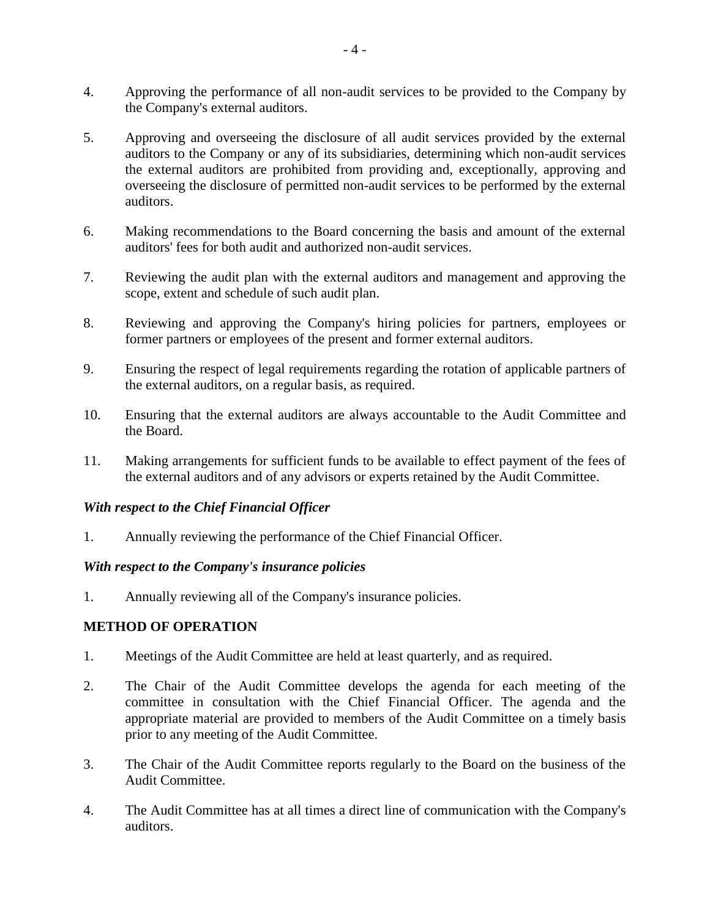4. Approving the performance of all non-audit services to be provided to the Company by the Company's external auditors.

5. Approving and overseeing the disclosure of all audit services provided by the external auditors to the Company or any of its subsidiaries, determining which non-audit services the external auditors are prohibited from providing and, exceptionally, approving and overseeing the disclosure of permitted non-audit services to be performed by the external auditors.

6. Making recommendations to the Board concerning the basis and amount of the external auditors' fees for both audit and authorized non-audit services.

7. Reviewing the audit plan with the external auditors and management and approving the scope, extent and schedule of such audit plan.

8. Reviewing and approving the Company's hiring policies for partners, employees or former partners or employees of the present and former external auditors.

9. Ensuring the respect of legal requirements regarding the rotation of applicable partners of the external auditors, on a regular basis, as required.

10. Ensuring that the external auditors are always accountable to the Audit Committee and the Board.

11. Making arrangements for sufficient funds to be available to effect payment of the fees of the external auditors and of any advisors or experts retained by the Audit Committee.

***With respect to the Chief Financial Officer***

1. Annually reviewing the performance of the Chief Financial Officer.

***With respect to the Company's insurance policies***

1. Annually reviewing all of the Company's insurance policies.

**METHOD OF OPERATION**

1. Meetings of the Audit Committee are held at least quarterly, and as required.

2. The Chair of the Audit Committee develops the agenda for each meeting of the committee in consultation with the Chief Financial Officer. The agenda and the appropriate material are provided to members of the Audit Committee on a timely basis prior to any meeting of the Audit Committee.

3. The Chair of the Audit Committee reports regularly to the Board on the business of the Audit Committee.

4. The Audit Committee has at all times a direct line of communication with the Company's auditors.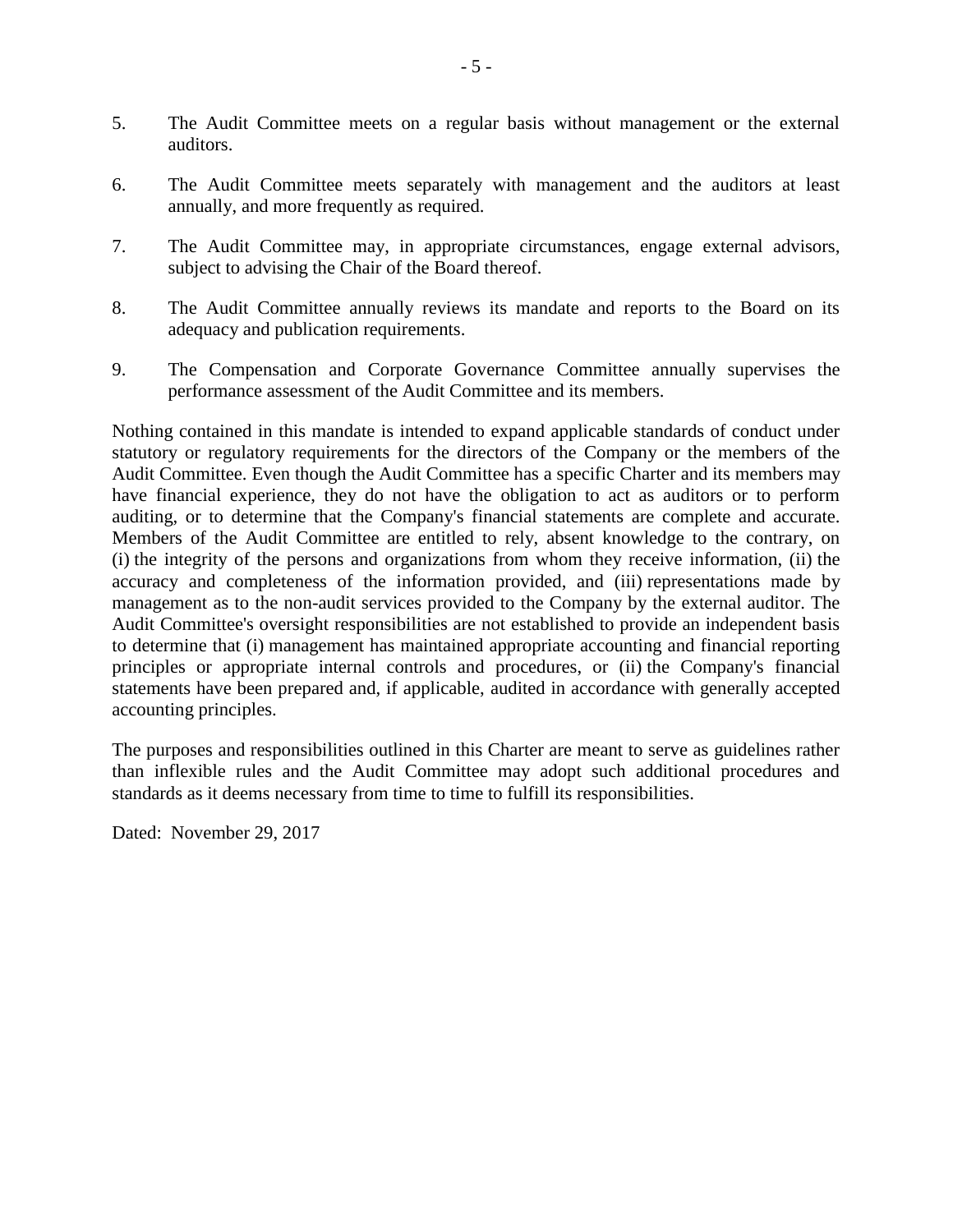5. The Audit Committee meets on a regular basis without management or the external auditors.

6. The Audit Committee meets separately with management and the auditors at least annually, and more frequently as required.

7. The Audit Committee may, in appropriate circumstances, engage external advisors, subject to advising the Chair of the Board thereof.

8. The Audit Committee annually reviews its mandate and reports to the Board on its adequacy and publication requirements.

9. The Compensation and Corporate Governance Committee annually supervises the performance assessment of the Audit Committee and its members.

Nothing contained in this mandate is intended to expand applicable standards of conduct under statutory or regulatory requirements for the directors of the Company or the members of the Audit Committee. Even though the Audit Committee has a specific Charter and its members may have financial experience, they do not have the obligation to act as auditors or to perform auditing, or to determine that the Company's financial statements are complete and accurate. Members of the Audit Committee are entitled to rely, absent knowledge to the contrary, on (i) the integrity of the persons and organizations from whom they receive information, (ii) the accuracy and completeness of the information provided, and (iii) representations made by management as to the non-audit services provided to the Company by the external auditor. The Audit Committee's oversight responsibilities are not established to provide an independent basis to determine that (i) management has maintained appropriate accounting and financial reporting principles or appropriate internal controls and procedures, or (ii) the Company's financial statements have been prepared and, if applicable, audited in accordance with generally accepted accounting principles.

The purposes and responsibilities outlined in this Charter are meant to serve as guidelines rather than inflexible rules and the Audit Committee may adopt such additional procedures and standards as it deems necessary from time to time to fulfill its responsibilities.

Dated: November 29, 2017